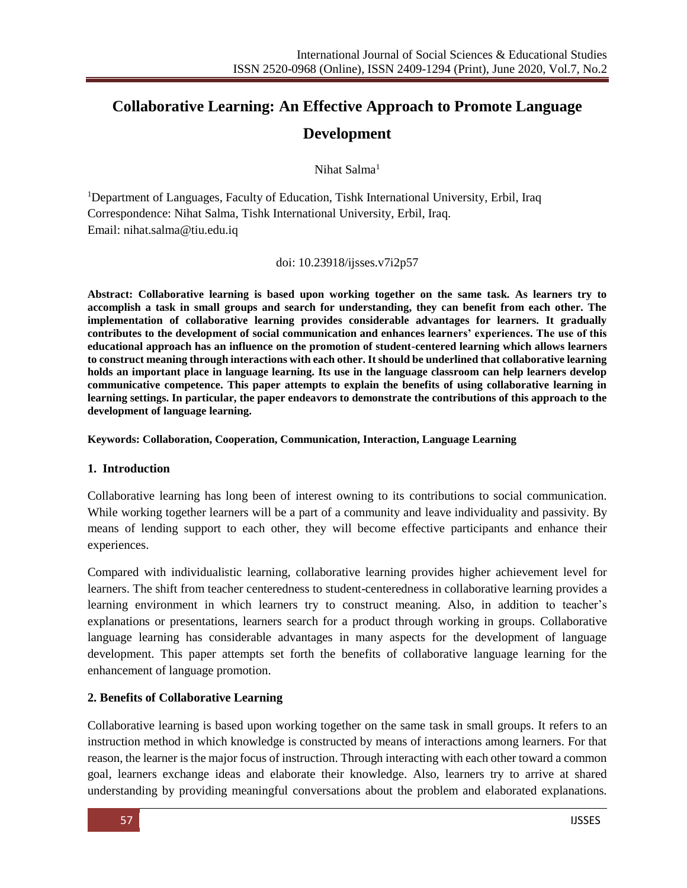# Collaborative Learning: An Effective Approach to Promote Language Development

Nihat Salma[1]

[1]Department of Languages, Faculty of Education, Tishk International University, Erbil, Iraq
Correspondence: Nihat Salma, Tishk International University, Erbil, Iraq.
Email: nihat.salma@tiu.edu.iq

doi: 10.23918/ijsses.v7i2p57

**Abstract: Collaborative learning is based upon working together on the same task. As learners try to accomplish a task in small groups and search for understanding, they can benefit from each other. The implementation of collaborative learning provides considerable advantages for learners. It gradually contributes to the development of social communication and enhances learners' experiences. The use of this educational approach has an influence on the promotion of student-centered learning which allows learners to construct meaning through interactions with each other. It should be underlined that collaborative learning holds an important place in language learning. Its use in the language classroom can help learners develop communicative competence. This paper attempts to explain the benefits of using collaborative learning in learning settings. In particular, the paper endeavors to demonstrate the contributions of this approach to the development of language learning.**

**Keywords: Collaboration, Cooperation, Communication, Interaction, Language Learning**

## 1. Introduction

Collaborative learning has long been of interest owning to its contributions to social communication. While working together learners will be a part of a community and leave individuality and passivity. By means of lending support to each other, they will become effective participants and enhance their experiences.

Compared with individualistic learning, collaborative learning provides higher achievement level for learners. The shift from teacher centeredness to student-centeredness in collaborative learning provides a learning environment in which learners try to construct meaning. Also, in addition to teacher's explanations or presentations, learners search for a product through working in groups. Collaborative language learning has considerable advantages in many aspects for the development of language development. This paper attempts set forth the benefits of collaborative language learning for the enhancement of language promotion.

## 2. Benefits of Collaborative Learning

Collaborative learning is based upon working together on the same task in small groups. It refers to an instruction method in which knowledge is constructed by means of interactions among learners. For that reason, the learner is the major focus of instruction. Through interacting with each other toward a common goal, learners exchange ideas and elaborate their knowledge. Also, learners try to arrive at shared understanding by providing meaningful conversations about the problem and elaborated explanations.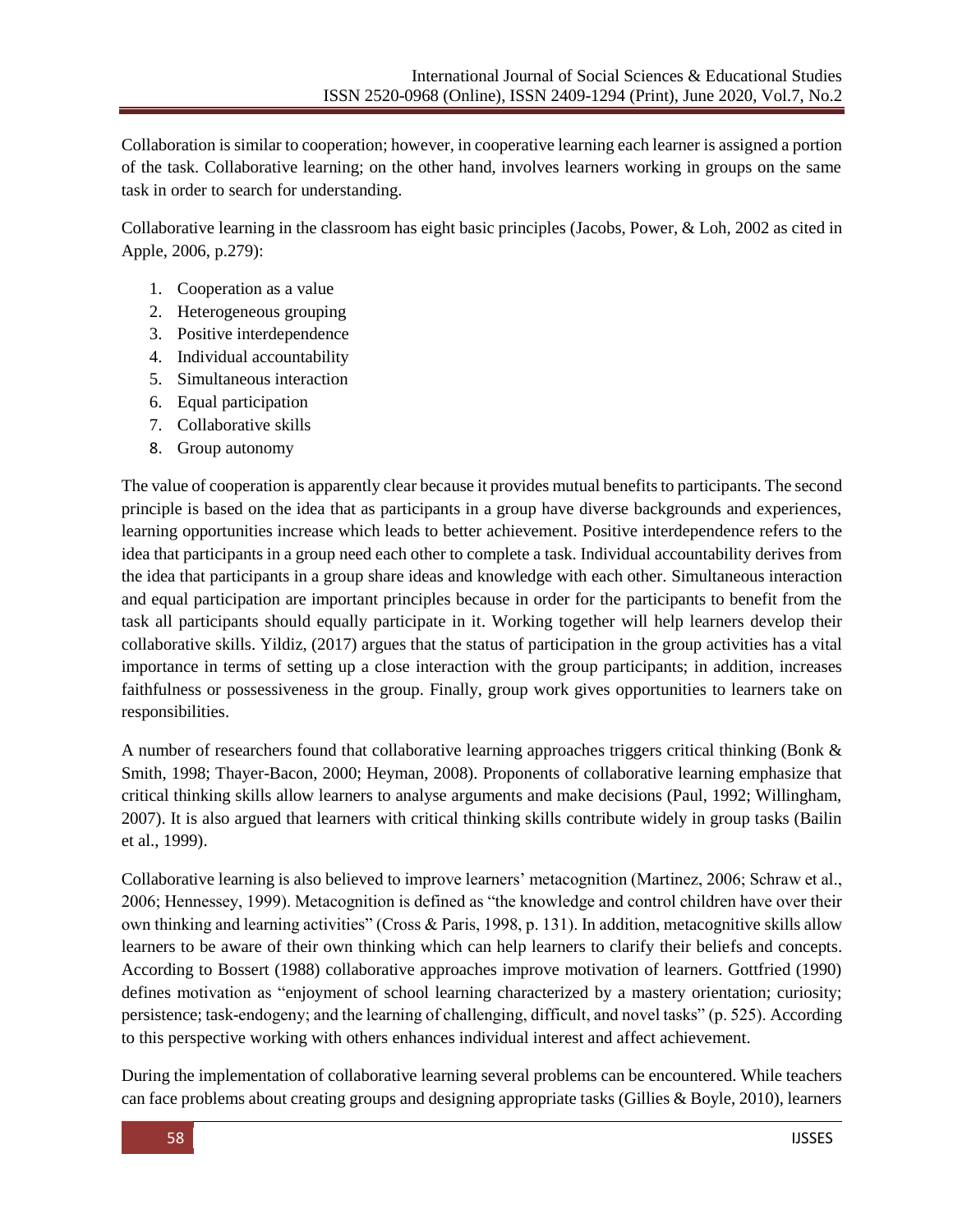Collaboration is similar to cooperation; however, in cooperative learning each learner is assigned a portion of the task. Collaborative learning; on the other hand, involves learners working in groups on the same task in order to search for understanding.

Collaborative learning in the classroom has eight basic principles (Jacobs, Power, & Loh, 2002 as cited in Apple, 2006, p.279):

1. Cooperation as a value
2. Heterogeneous grouping
3. Positive interdependence
4. Individual accountability
5. Simultaneous interaction
6. Equal participation
7. Collaborative skills
8. Group autonomy

The value of cooperation is apparently clear because it provides mutual benefits to participants. The second principle is based on the idea that as participants in a group have diverse backgrounds and experiences, learning opportunities increase which leads to better achievement. Positive interdependence refers to the idea that participants in a group need each other to complete a task. Individual accountability derives from the idea that participants in a group share ideas and knowledge with each other. Simultaneous interaction and equal participation are important principles because in order for the participants to benefit from the task all participants should equally participate in it. Working together will help learners develop their collaborative skills. Yildiz, (2017) argues that the status of participation in the group activities has a vital importance in terms of setting up a close interaction with the group participants; in addition, increases faithfulness or possessiveness in the group. Finally, group work gives opportunities to learners take on responsibilities.

A number of researchers found that collaborative learning approaches triggers critical thinking (Bonk & Smith, 1998; Thayer-Bacon, 2000; Heyman, 2008). Proponents of collaborative learning emphasize that critical thinking skills allow learners to analyse arguments and make decisions (Paul, 1992; Willingham, 2007). It is also argued that learners with critical thinking skills contribute widely in group tasks (Bailin et al., 1999).

Collaborative learning is also believed to improve learners' metacognition (Martinez, 2006; Schraw et al., 2006; Hennessey, 1999). Metacognition is defined as "the knowledge and control children have over their own thinking and learning activities" (Cross & Paris, 1998, p. 131). In addition, metacognitive skills allow learners to be aware of their own thinking which can help learners to clarify their beliefs and concepts. According to Bossert (1988) collaborative approaches improve motivation of learners. Gottfried (1990) defines motivation as "enjoyment of school learning characterized by a mastery orientation; curiosity; persistence; task-endogeny; and the learning of challenging, difficult, and novel tasks" (p. 525). According to this perspective working with others enhances individual interest and affect achievement.

During the implementation of collaborative learning several problems can be encountered. While teachers can face problems about creating groups and designing appropriate tasks (Gillies & Boyle, 2010), learners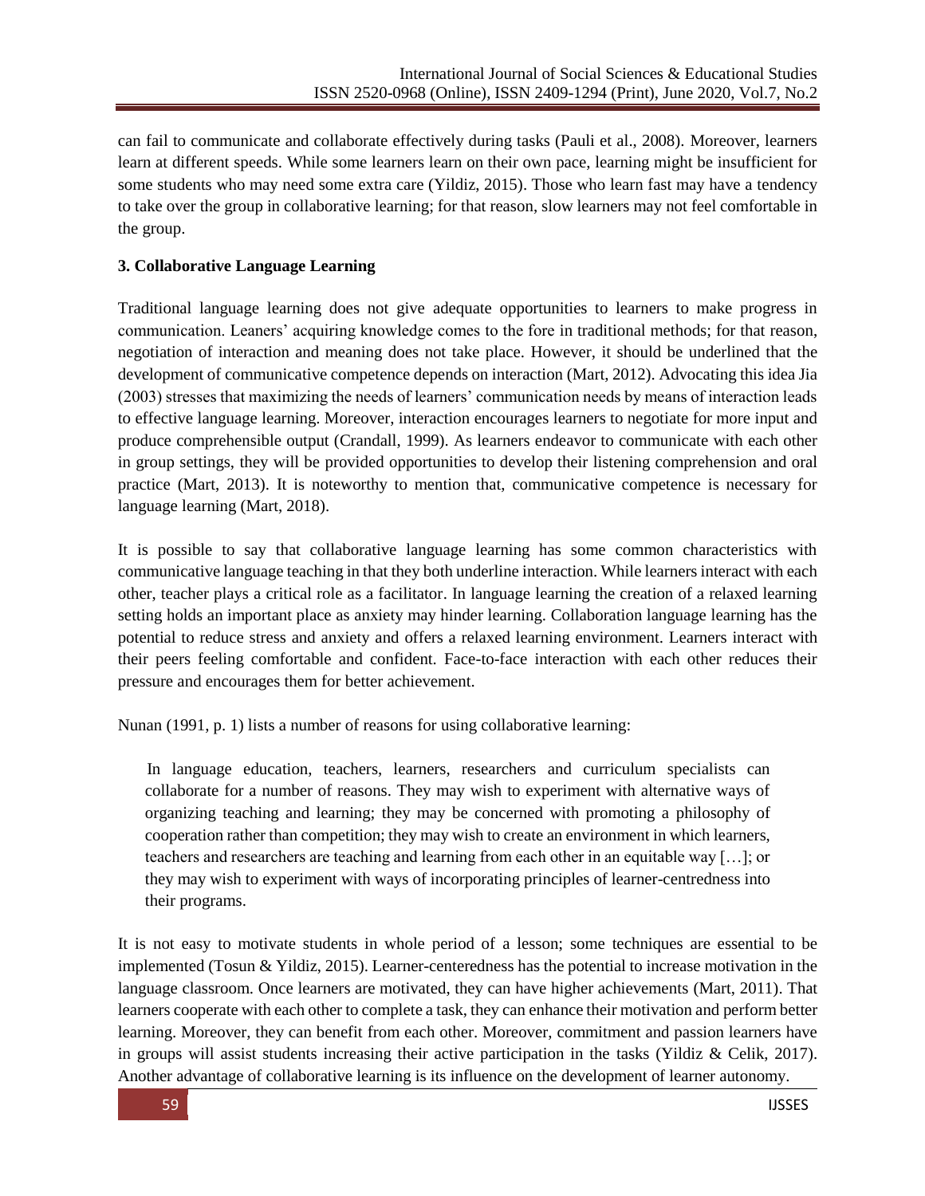can fail to communicate and collaborate effectively during tasks (Pauli et al., 2008). Moreover, learners learn at different speeds. While some learners learn on their own pace, learning might be insufficient for some students who may need some extra care (Yildiz, 2015). Those who learn fast may have a tendency to take over the group in collaborative learning; for that reason, slow learners may not feel comfortable in the group.

## 3. Collaborative Language Learning

Traditional language learning does not give adequate opportunities to learners to make progress in communication. Leaners' acquiring knowledge comes to the fore in traditional methods; for that reason, negotiation of interaction and meaning does not take place. However, it should be underlined that the development of communicative competence depends on interaction (Mart, 2012). Advocating this idea Jia (2003) stresses that maximizing the needs of learners' communication needs by means of interaction leads to effective language learning. Moreover, interaction encourages learners to negotiate for more input and produce comprehensible output (Crandall, 1999). As learners endeavor to communicate with each other in group settings, they will be provided opportunities to develop their listening comprehension and oral practice (Mart, 2013). It is noteworthy to mention that, communicative competence is necessary for language learning (Mart, 2018).

It is possible to say that collaborative language learning has some common characteristics with communicative language teaching in that they both underline interaction. While learners interact with each other, teacher plays a critical role as a facilitator. In language learning the creation of a relaxed learning setting holds an important place as anxiety may hinder learning. Collaboration language learning has the potential to reduce stress and anxiety and offers a relaxed learning environment. Learners interact with their peers feeling comfortable and confident. Face-to-face interaction with each other reduces their pressure and encourages them for better achievement.

Nunan (1991, p. 1) lists a number of reasons for using collaborative learning:

> In language education, teachers, learners, researchers and curriculum specialists can collaborate for a number of reasons. They may wish to experiment with alternative ways of organizing teaching and learning; they may be concerned with promoting a philosophy of cooperation rather than competition; they may wish to create an environment in which learners, teachers and researchers are teaching and learning from each other in an equitable way […]; or they may wish to experiment with ways of incorporating principles of learner-centredness into their programs.

It is not easy to motivate students in whole period of a lesson; some techniques are essential to be implemented (Tosun & Yildiz, 2015). Learner-centeredness has the potential to increase motivation in the language classroom. Once learners are motivated, they can have higher achievements (Mart, 2011). That learners cooperate with each other to complete a task, they can enhance their motivation and perform better learning. Moreover, they can benefit from each other. Moreover, commitment and passion learners have in groups will assist students increasing their active participation in the tasks (Yildiz & Celik, 2017). Another advantage of collaborative learning is its influence on the development of learner autonomy.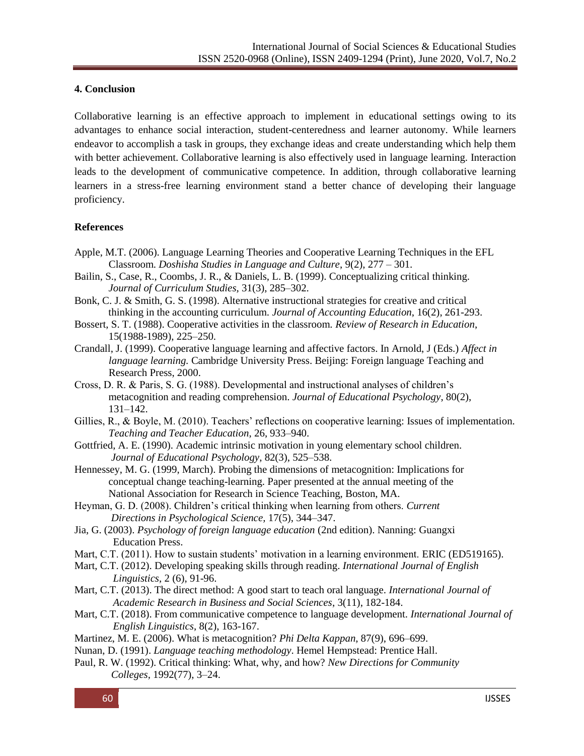## 4. Conclusion

Collaborative learning is an effective approach to implement in educational settings owing to its advantages to enhance social interaction, student-centeredness and learner autonomy. While learners endeavor to accomplish a task in groups, they exchange ideas and create understanding which help them with better achievement. Collaborative learning is also effectively used in language learning. Interaction leads to the development of communicative competence. In addition, through collaborative learning learners in a stress-free learning environment stand a better chance of developing their language proficiency.

## References

Apple, M.T. (2006). Language Learning Theories and Cooperative Learning Techniques in the EFL Classroom. *Doshisha Studies in Language and Culture*, 9(2), 277 – 301.

Bailin, S., Case, R., Coombs, J. R., & Daniels, L. B. (1999). Conceptualizing critical thinking. *Journal of Curriculum Studies*, 31(3), 285–302.

Bonk, C. J. & Smith, G. S. (1998). Alternative instructional strategies for creative and critical thinking in the accounting curriculum. *Journal of Accounting Education*, 16(2), 261-293.

Bossert, S. T. (1988). Cooperative activities in the classroom. *Review of Research in Education*, 15(1988-1989), 225–250.

Crandall, J. (1999). Cooperative language learning and affective factors. In Arnold, J (Eds.) *Affect in language learning.* Cambridge University Press. Beijing: Foreign language Teaching and Research Press, 2000.

Cross, D. R. & Paris, S. G. (1988). Developmental and instructional analyses of children's metacognition and reading comprehension. *Journal of Educational Psychology*, 80(2), 131–142.

Gillies, R., & Boyle, M. (2010). Teachers' reflections on cooperative learning: Issues of implementation. *Teaching and Teacher Education*, 26, 933–940.

Gottfried, A. E. (1990). Academic intrinsic motivation in young elementary school children. *Journal of Educational Psychology*, 82(3), 525–538.

Hennessey, M. G. (1999, March). Probing the dimensions of metacognition: Implications for conceptual change teaching-learning. Paper presented at the annual meeting of the National Association for Research in Science Teaching, Boston, MA.

Heyman, G. D. (2008). Children's critical thinking when learning from others. *Current Directions in Psychological Science*, 17(5), 344–347.

Jia, G. (2003). *Psychology of foreign language education* (2nd edition). Nanning: Guangxi Education Press.

Mart, C.T. (2011). How to sustain students' motivation in a learning environment. ERIC (ED519165).

Mart, C.T. (2012). Developing speaking skills through reading. *International Journal of English Linguistics*, 2 (6), 91-96.

Mart, C.T. (2013). The direct method: A good start to teach oral language. *International Journal of Academic Research in Business and Social Sciences*, 3(11), 182-184.

Mart, C.T. (2018). From communicative competence to language development. *International Journal of English Linguistics*, 8(2), 163-167.

Martinez, M. E. (2006). What is metacognition? *Phi Delta Kappan*, 87(9), 696–699.

Nunan, D. (1991). *Language teaching methodology*. Hemel Hempstead: Prentice Hall.

Paul, R. W. (1992). Critical thinking: What, why, and how? *New Directions for Community Colleges*, 1992(77), 3–24.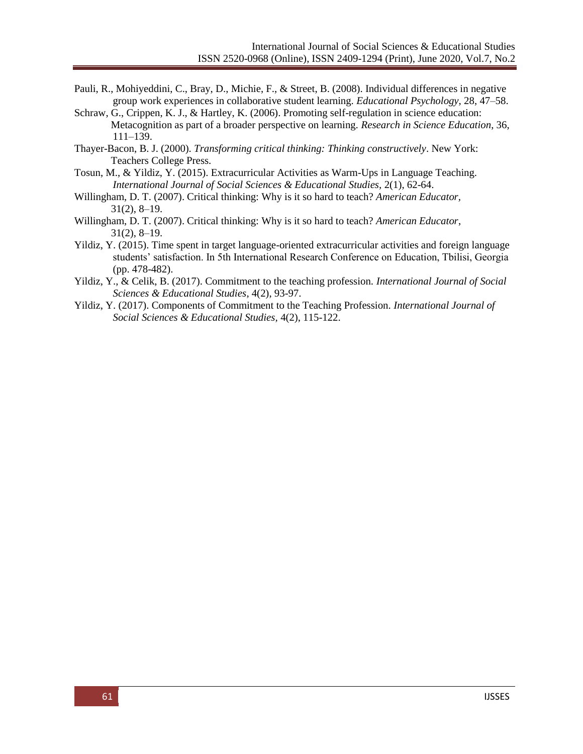Pauli, R., Mohiyeddini, C., Bray, D., Michie, F., & Street, B. (2008). Individual differences in negative group work experiences in collaborative student learning. *Educational Psychology*, 28, 47–58.

Schraw, G., Crippen, K. J., & Hartley, K. (2006). Promoting self-regulation in science education: Metacognition as part of a broader perspective on learning. *Research in Science Education*, 36, 111–139.

Thayer-Bacon, B. J. (2000). *Transforming critical thinking: Thinking constructively*. New York: Teachers College Press.

Tosun, M., & Yildiz, Y. (2015). Extracurricular Activities as Warm-Ups in Language Teaching. *International Journal of Social Sciences & Educational Studies*, 2(1), 62-64.

Willingham, D. T. (2007). Critical thinking: Why is it so hard to teach? *American Educator*, 31(2), 8–19.

Willingham, D. T. (2007). Critical thinking: Why is it so hard to teach? *American Educator*, 31(2), 8–19.

Yildiz, Y. (2015). Time spent in target language-oriented extracurricular activities and foreign language students' satisfaction. In 5th International Research Conference on Education, Tbilisi, Georgia (pp. 478-482).

Yildiz, Y., & Celik, B. (2017). Commitment to the teaching profession. *International Journal of Social Sciences & Educational Studies*, 4(2), 93-97.

Yildiz, Y. (2017). Components of Commitment to the Teaching Profession. *International Journal of Social Sciences & Educational Studies,* 4(2), 115-122.